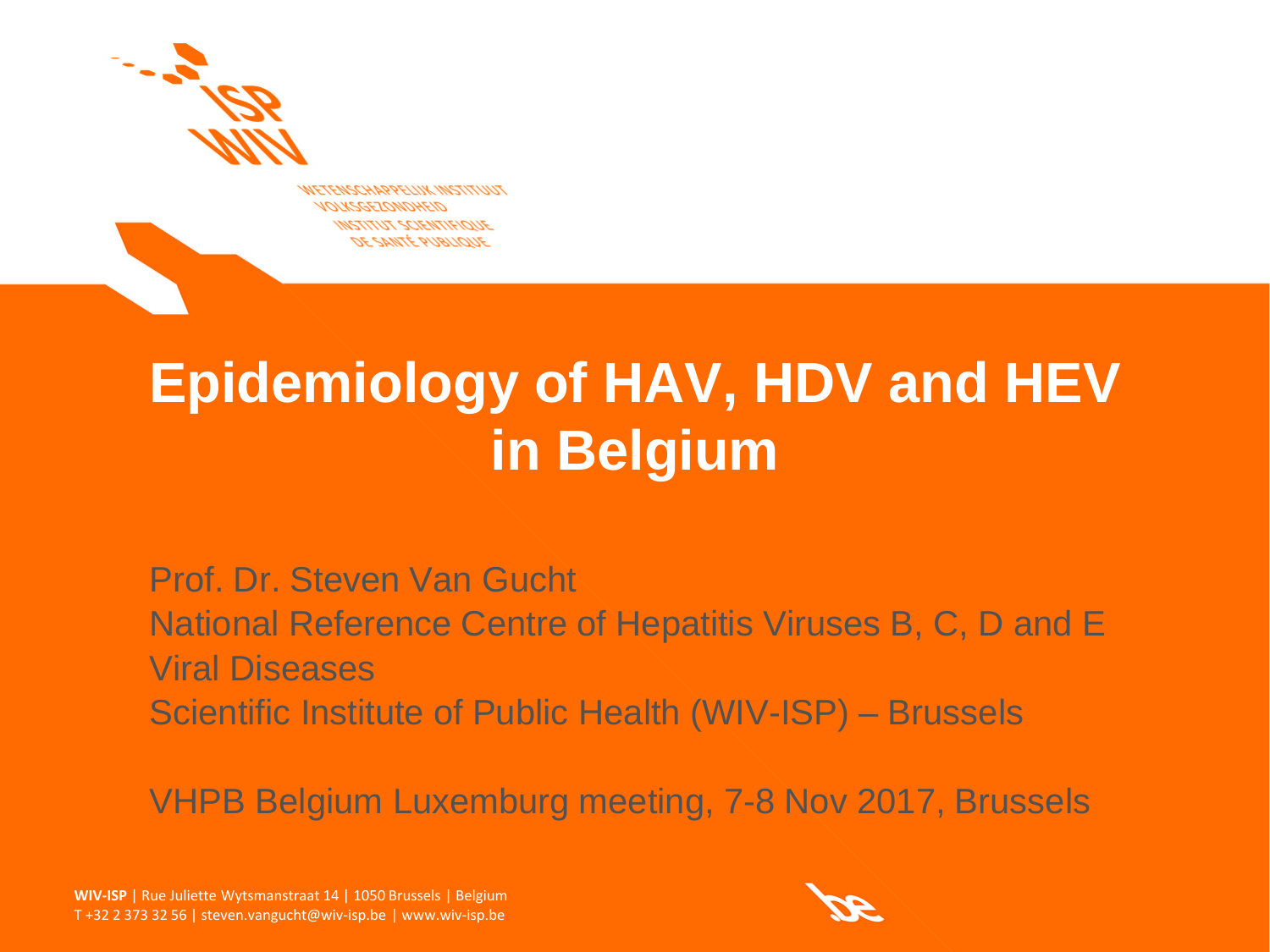# Epidemiology of HAV, HDV and HEV in Belgium

Prof. Dr. Steven Van Gucht
National Reference Centre of Hepatitis Viruses B, C, D and E
Viral Diseases
Scientific Institute of Public Health (WIV-ISP) – Brussels

VHPB Belgium Luxemburg meeting, 7-8 Nov 2017, Brussels

**WIV-ISP** | Rue Juliette Wytsmanstraat 14 | 1050 Brussels | Belgium
T +32 2 373 32 56 | steven.vangucht@wiv-isp.be | www.wiv-isp.be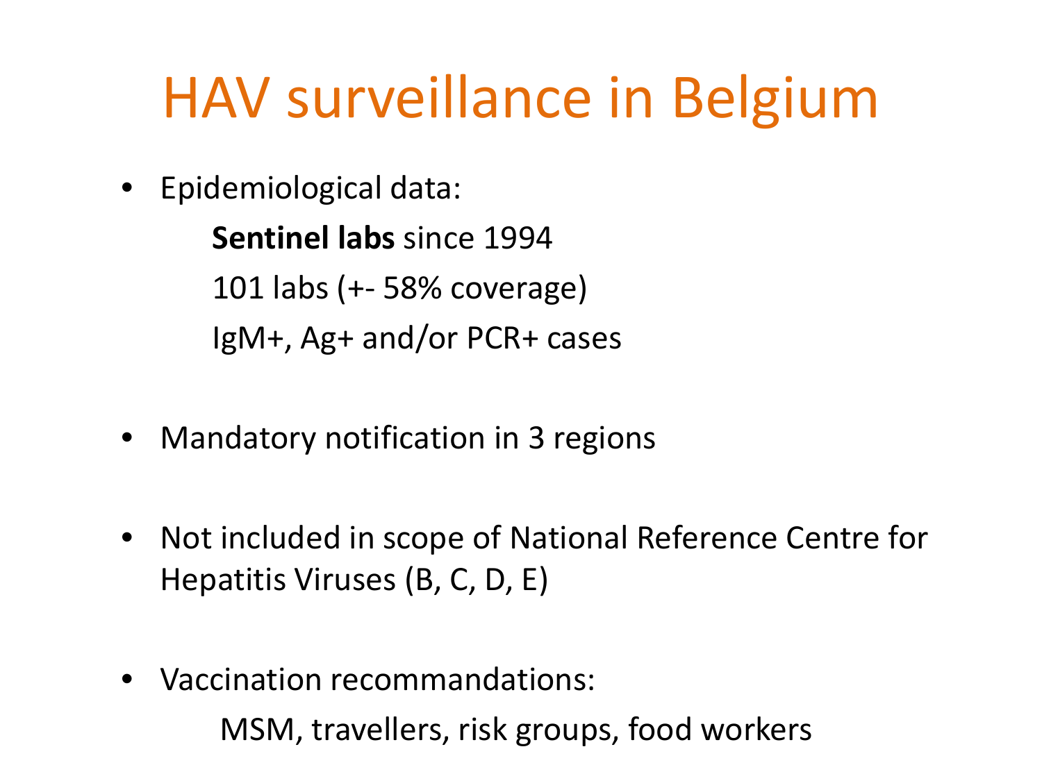# HAV surveillance in Belgium

- Epidemiological data:

  **Sentinel labs** since 1994

  101 labs (+- 58% coverage)

  IgM+, Ag+ and/or PCR+ cases

- Mandatory notification in 3 regions

- Not included in scope of National Reference Centre for Hepatitis Viruses (B, C, D, E)

- Vaccination recommandations:

  MSM, travellers, risk groups, food workers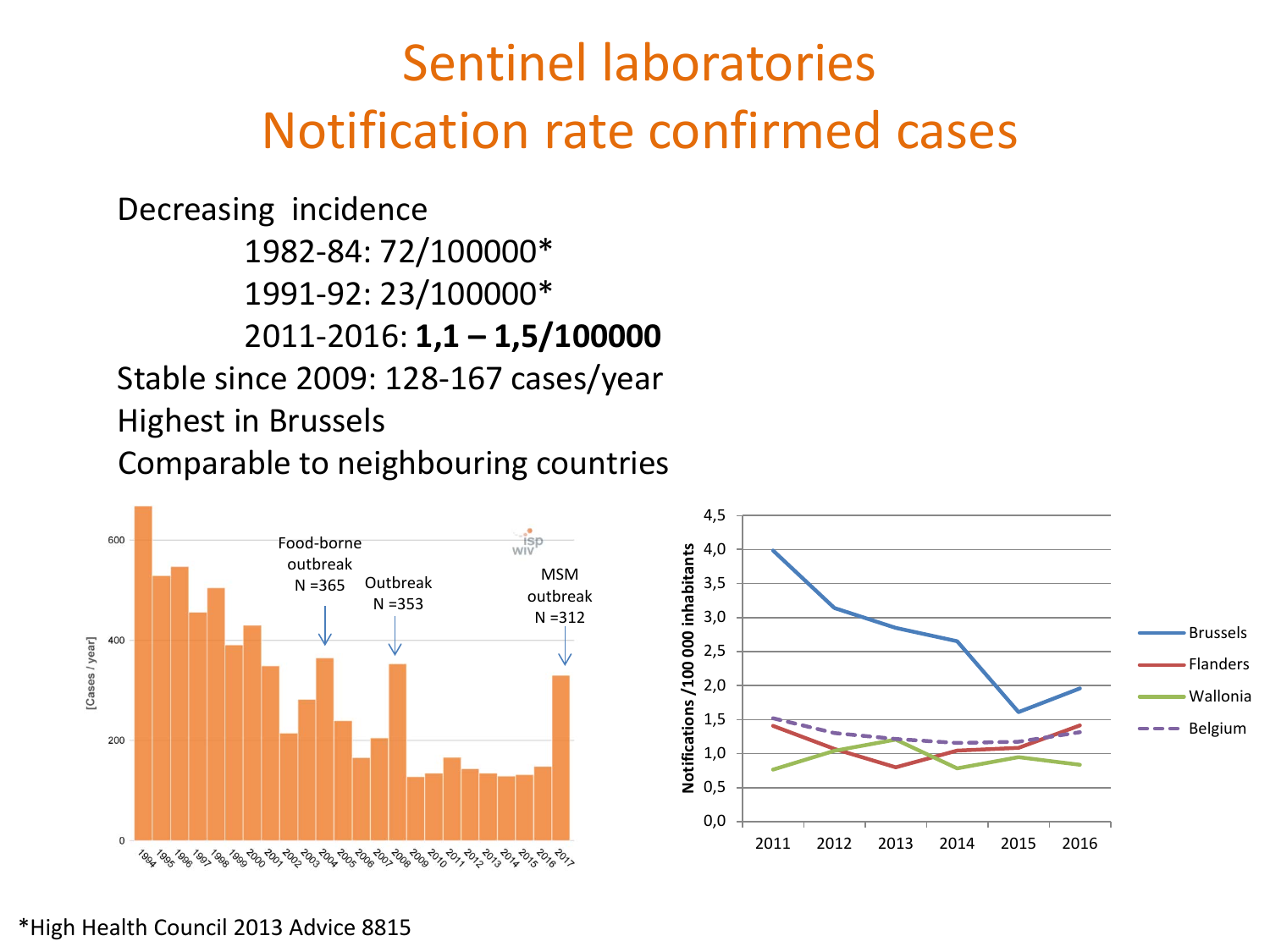# Sentinel laboratories
# Notification rate confirmed cases

Decreasing incidence

- 1982-84: 72/100000*
- 1991-92: 23/100000*
- 2011-2016: **1,1 – 1,5/100000**

Stable since 2009: 128-167 cases/year

Highest in Brussels

Comparable to neighbouring countries

*High Health Council 2013 Advice 8815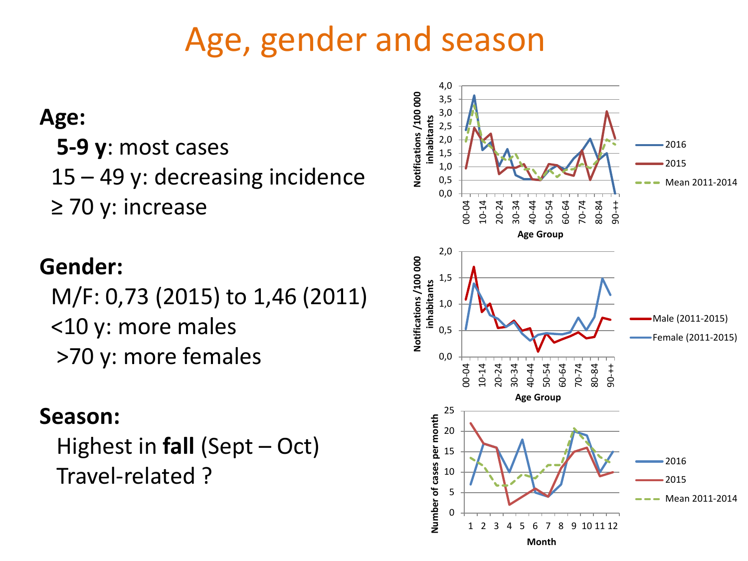# Age, gender and season

**Age:**

- **5-9 y**: most cases
- 15 – 49 y: decreasing incidence
- ≥ 70 y: increase

**Gender:**

- M/F: 0,73 (2015) to 1,46 (2011)
- <10 y: more males
- >70 y: more females

**Season:**

- Highest in **fall** (Sept – Oct)
- Travel-related ?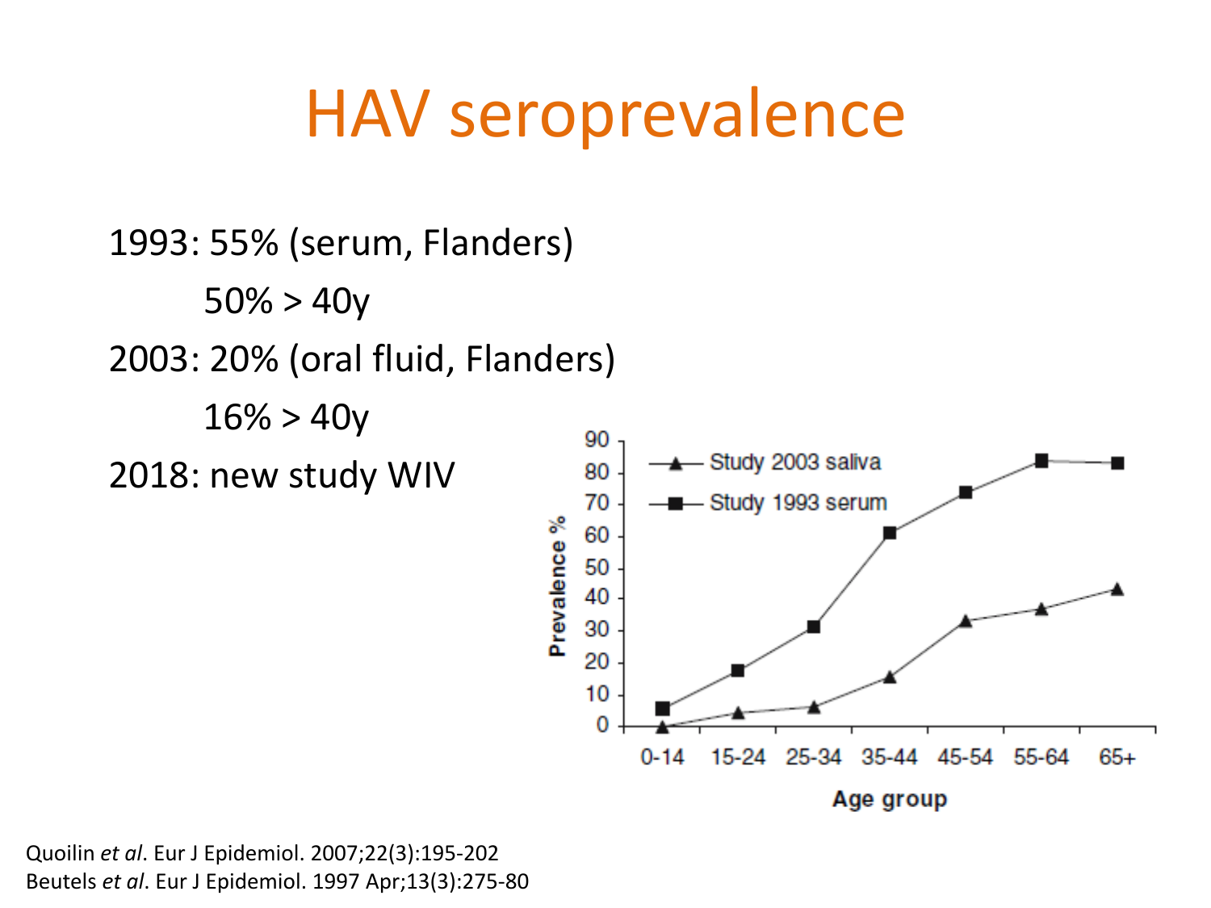# HAV seroprevalence

1993: 55% (serum, Flanders)

    50% > 40y

2003: 20% (oral fluid, Flanders)

    16% > 40y

2018: new study WIV

Quoilin *et al*. Eur J Epidemiol. 2007;22(3):195-202
Beutels *et al*. Eur J Epidemiol. 1997 Apr;13(3):275-80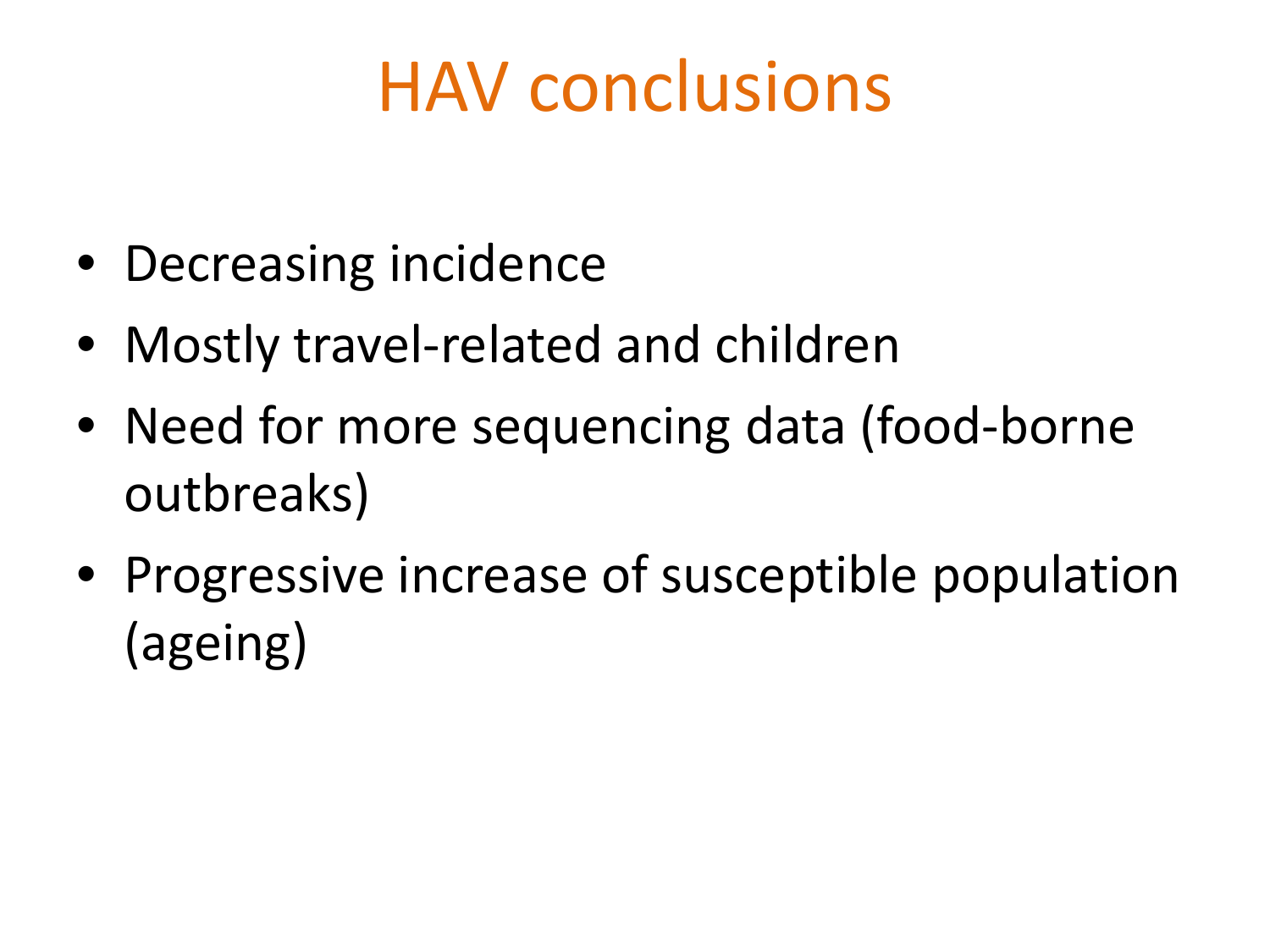# HAV conclusions

- Decreasing incidence
- Mostly travel-related and children
- Need for more sequencing data (food-borne outbreaks)
- Progressive increase of susceptible population (ageing)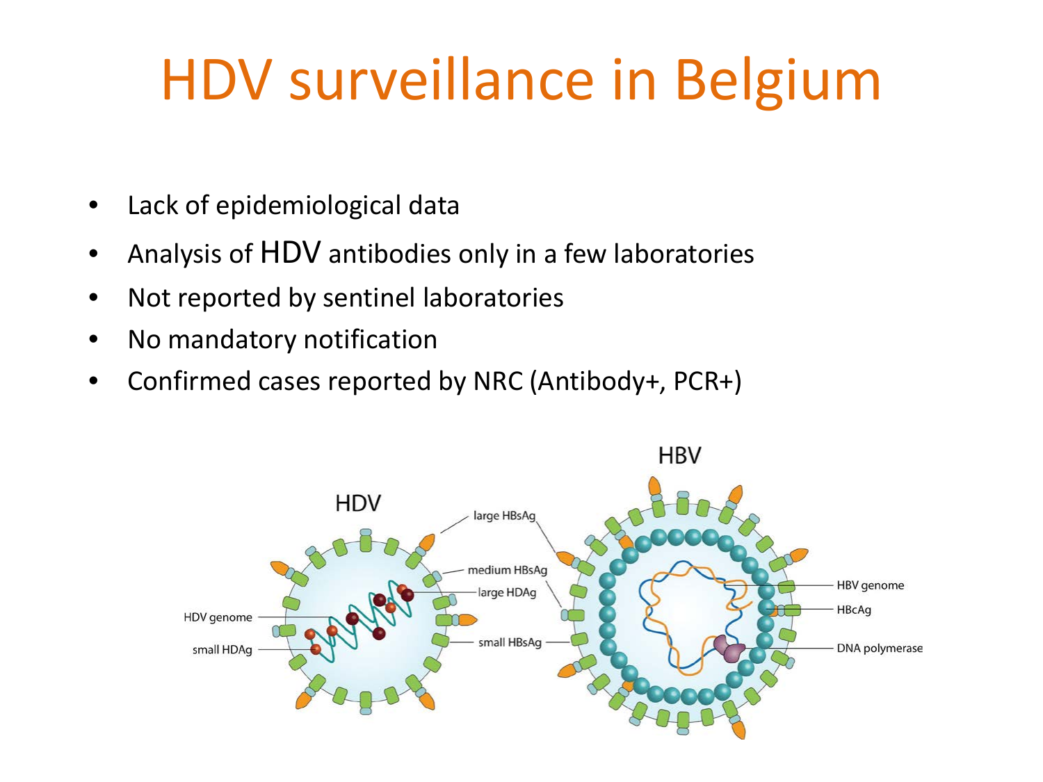# HDV surveillance in Belgium

- Lack of epidemiological data
- Analysis of HDV antibodies only in a few laboratories
- Not reported by sentinel laboratories
- No mandatory notification
- Confirmed cases reported by NRC (Antibody+, PCR+)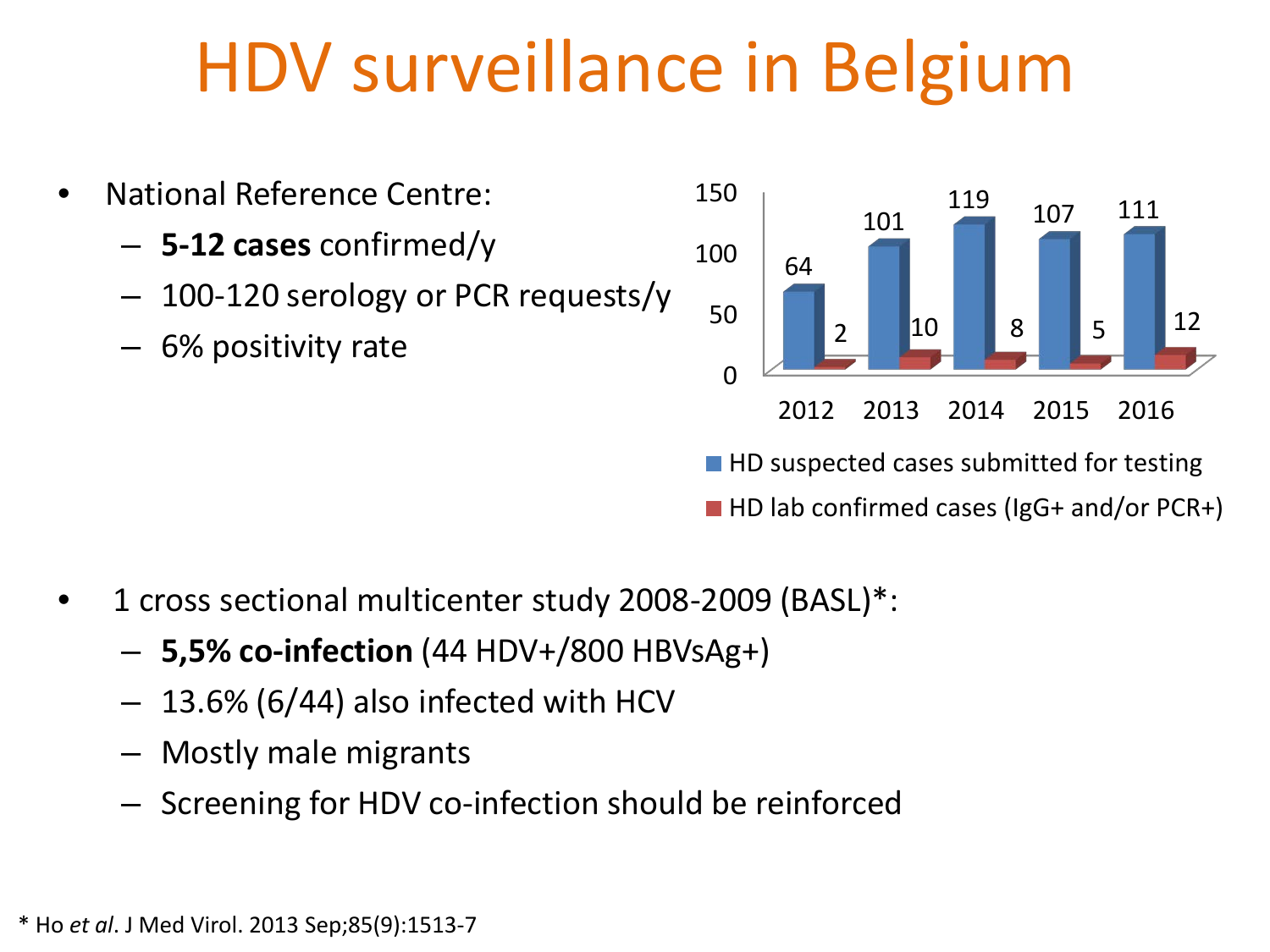# HDV surveillance in Belgium

- National Reference Centre:
  - **5-12 cases** confirmed/y
  - 100-120 serology or PCR requests/y
  - 6% positivity rate

| | 2012 | 2013 | 2014 | 2015 | 2016 |
|---|---|---|---|---|---|
| HD suspected cases submitted for testing | 64 | 101 | 119 | 107 | 111 |
| HD lab confirmed cases (IgG+ and/or PCR+) | 2 | 10 | 8 | 5 | 12 |

- 1 cross sectional multicenter study 2008-2009 (BASL)*:
  - **5,5% co-infection** (44 HDV+/800 HBVsAg+)
  - 13.6% (6/44) also infected with HCV
  - Mostly male migrants
  - Screening for HDV co-infection should be reinforced

* Ho *et al*. J Med Virol. 2013 Sep;85(9):1513-7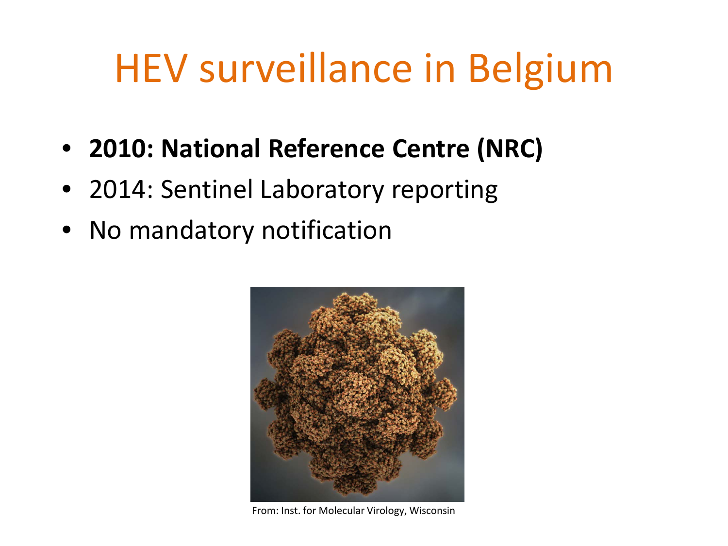# HEV surveillance in Belgium

- **2010: National Reference Centre (NRC)**
- 2014: Sentinel Laboratory reporting
- No mandatory notification

From: Inst. for Molecular Virology, Wisconsin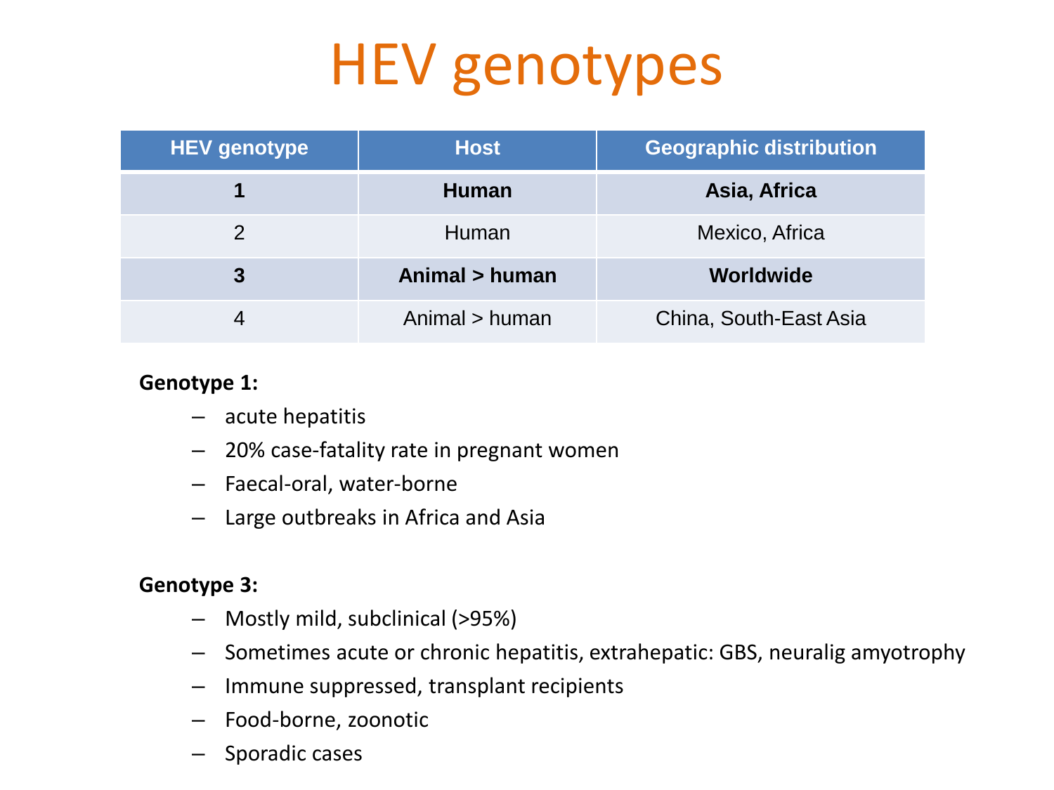# HEV genotypes

| HEV genotype | Host | Geographic distribution |
|---|---|---|
| **1** | **Human** | **Asia, Africa** |
| 2 | Human | Mexico, Africa |
| **3** | **Animal > human** | **Worldwide** |
| 4 | Animal > human | China, South-East Asia |

**Genotype 1:**

- acute hepatitis
- 20% case-fatality rate in pregnant women
- Faecal-oral, water-borne
- Large outbreaks in Africa and Asia

**Genotype 3:**

- Mostly mild, subclinical (>95%)
- Sometimes acute or chronic hepatitis, extrahepatic: GBS, neuralig amyotrophy
- Immune suppressed, transplant recipients
- Food-borne, zoonotic
- Sporadic cases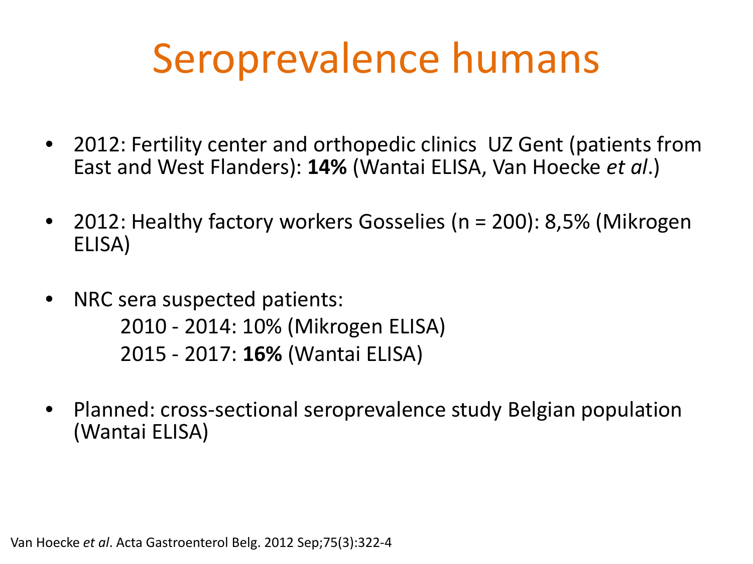# Seroprevalence humans

- 2012: Fertility center and orthopedic clinics UZ Gent (patients from East and West Flanders): **14%** (Wantai ELISA, Van Hoecke *et al*.)
- 2012: Healthy factory workers Gosselies (n = 200): 8,5% (Mikrogen ELISA)
- NRC sera suspected patients:
  - 2010 - 2014: 10% (Mikrogen ELISA)
  - 2015 - 2017: **16%** (Wantai ELISA)
- Planned: cross-sectional seroprevalence study Belgian population (Wantai ELISA)

Van Hoecke *et al*. Acta Gastroenterol Belg. 2012 Sep;75(3):322-4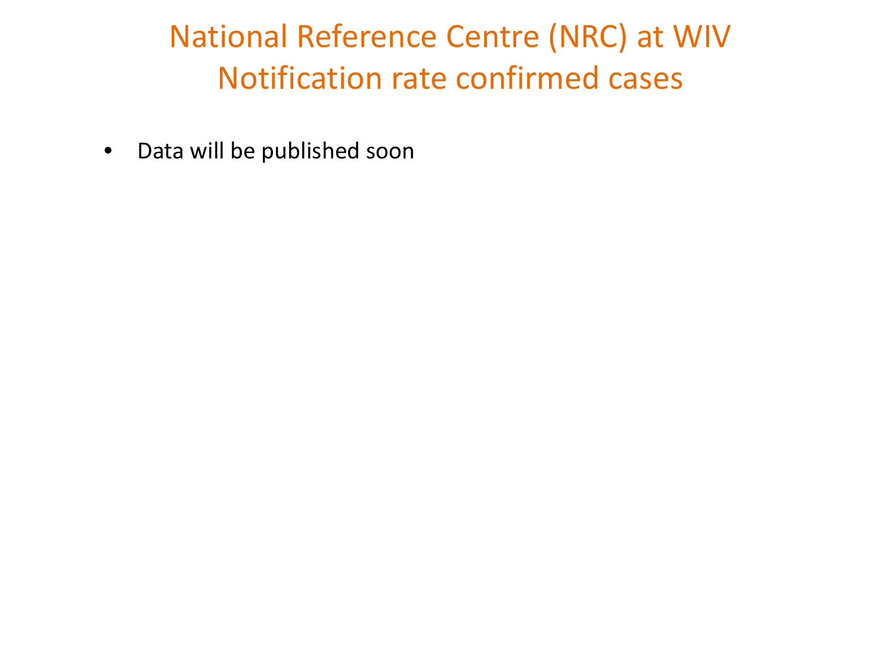# National Reference Centre (NRC) at WIV
# Notification rate confirmed cases

- Data will be published soon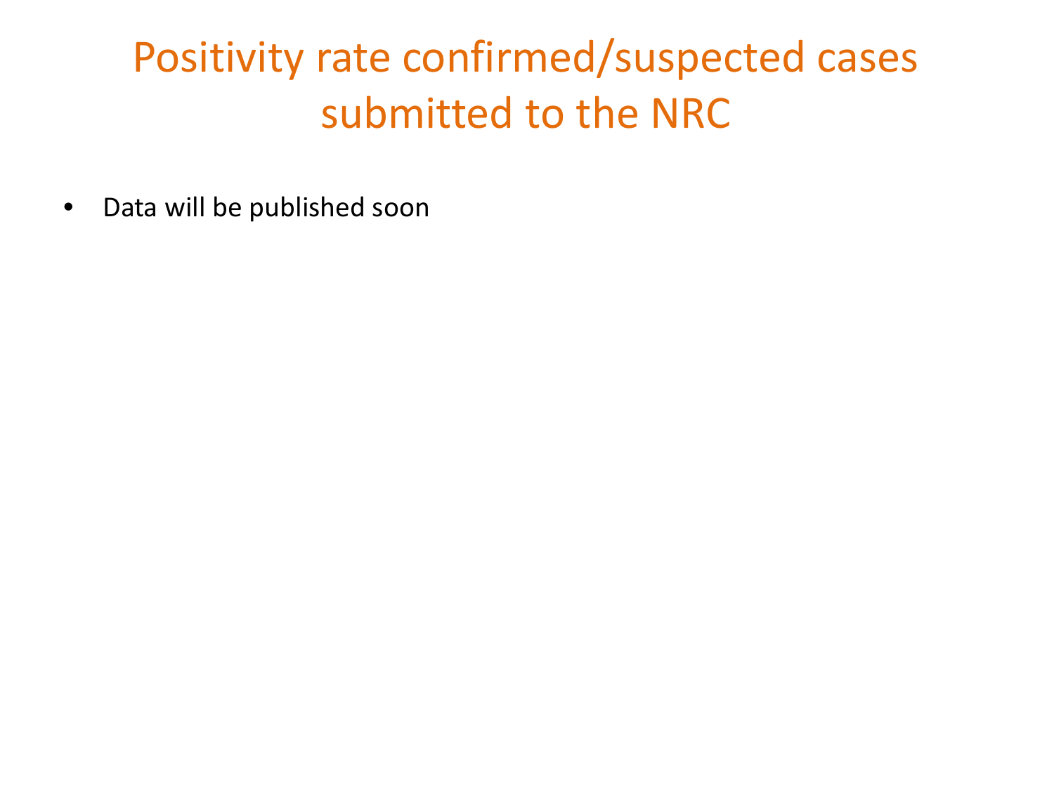# Positivity rate confirmed/suspected cases submitted to the NRC

- Data will be published soon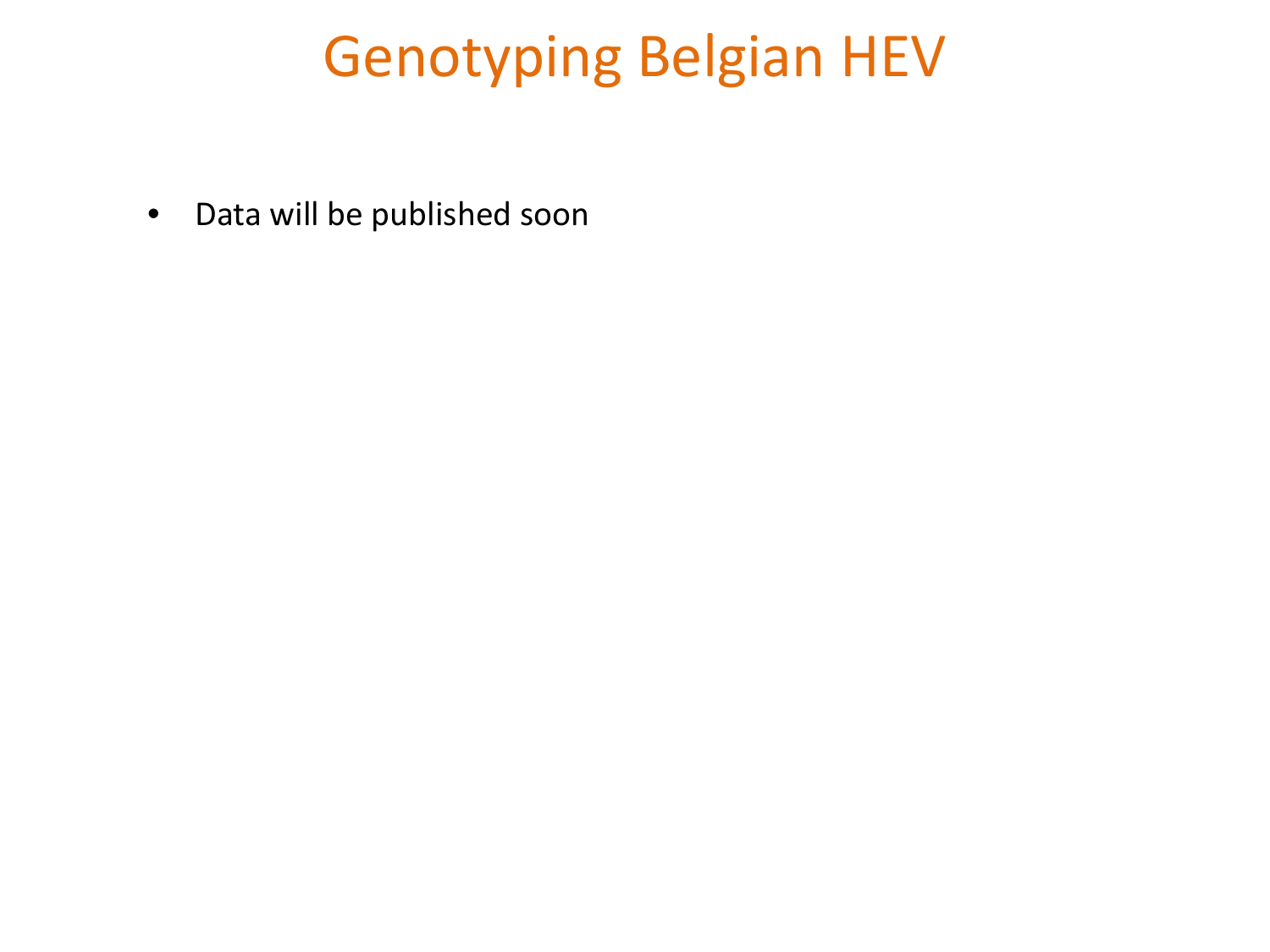# Genotyping Belgian HEV

- Data will be published soon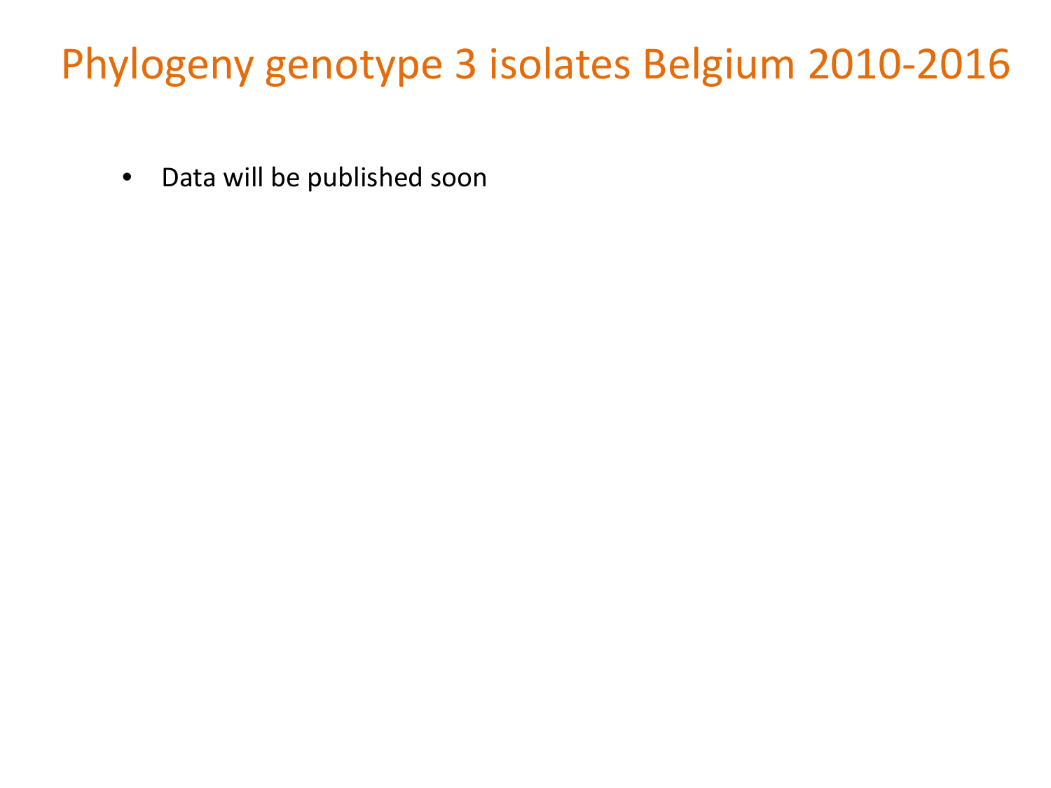# Phylogeny genotype 3 isolates Belgium 2010-2016

- Data will be published soon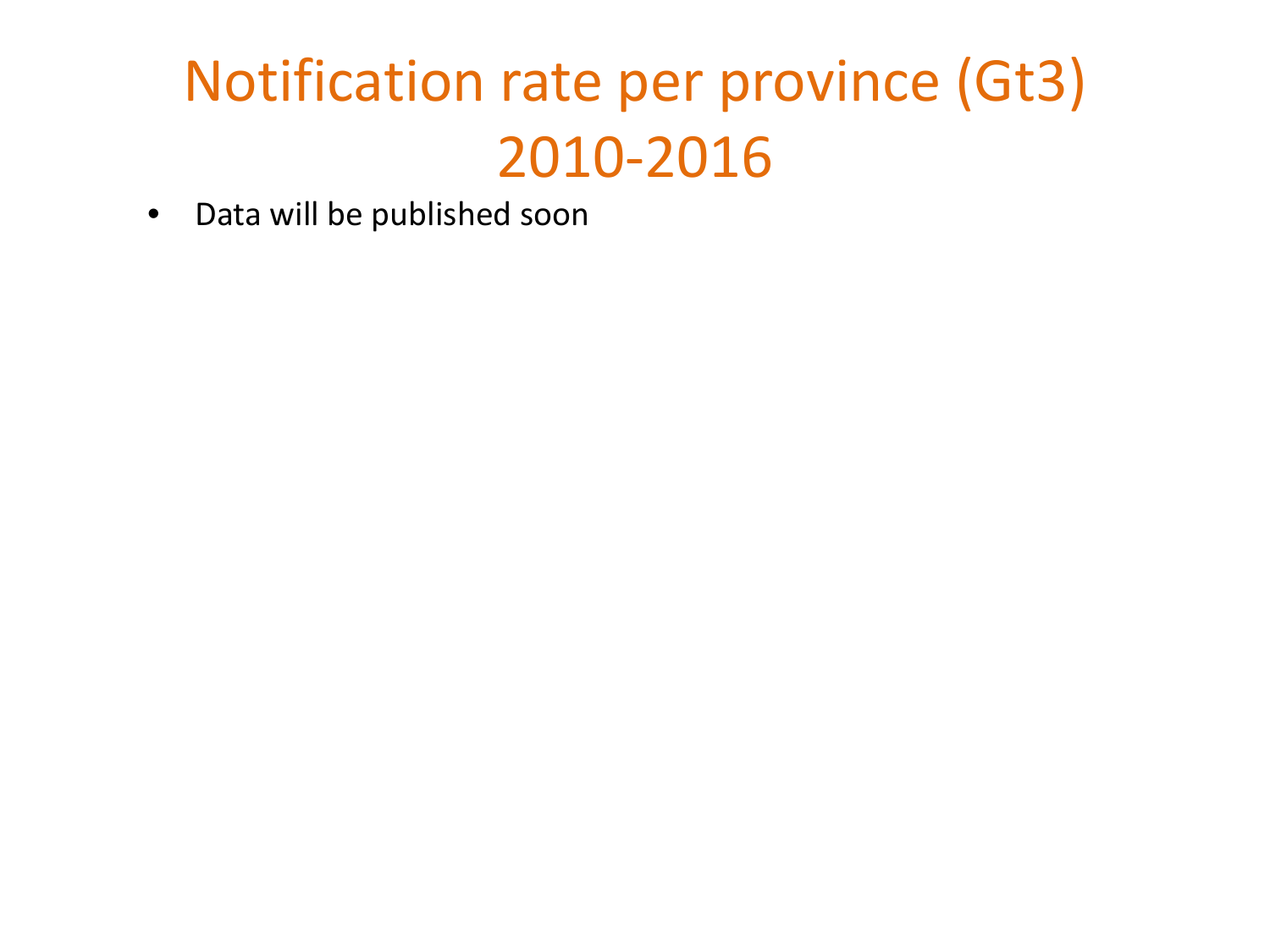# Notification rate per province (Gt3) 2010-2016

- Data will be published soon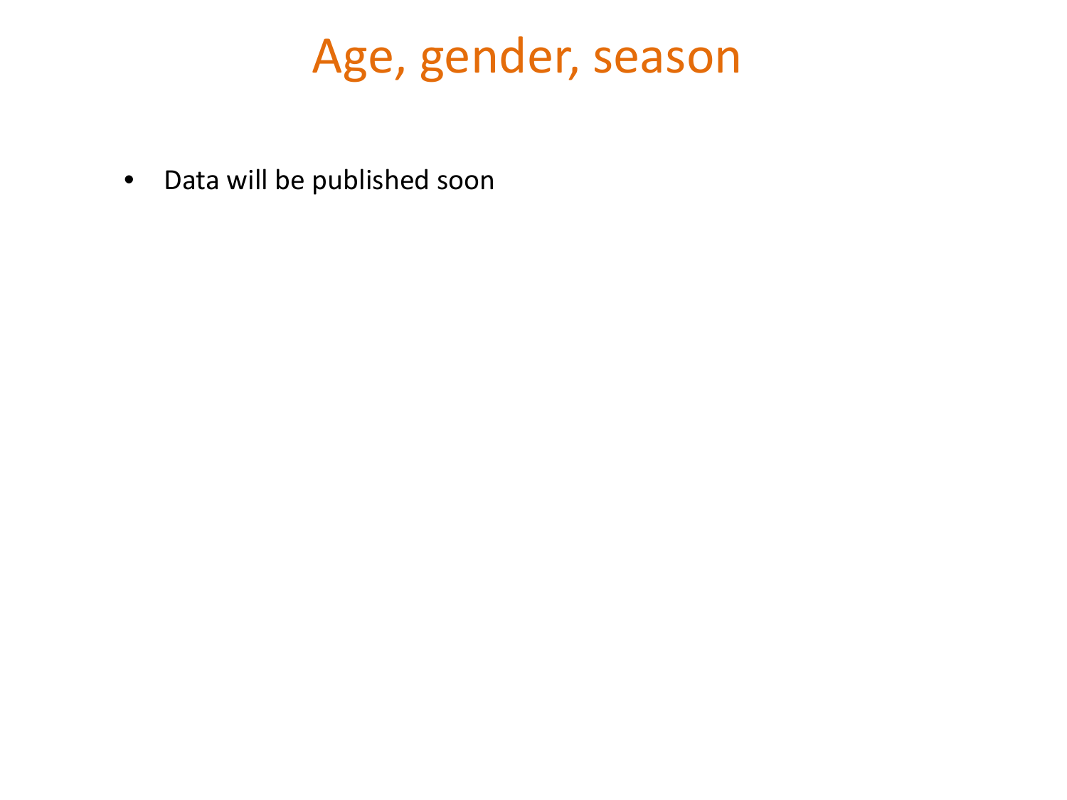# Age, gender, season

- Data will be published soon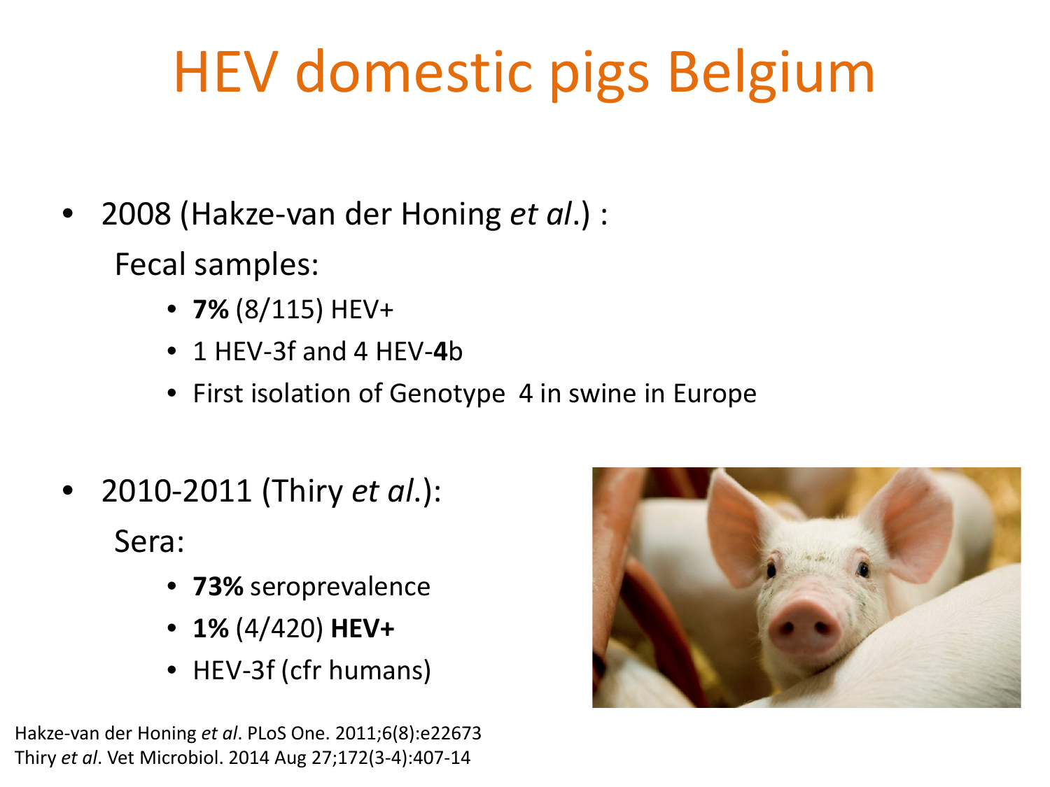# HEV domestic pigs Belgium

- 2008 (Hakze-van der Honing *et al.*) :

  Fecal samples:

  - **7%** (8/115) HEV+
  - 1 HEV-3f and 4 HEV-**4**b
  - First isolation of Genotype 4 in swine in Europe

- 2010-2011 (Thiry *et al.*):

  Sera:

  - **73%** seroprevalence
  - **1%** (4/420) **HEV+**
  - HEV-3f (cfr humans)

Hakze-van der Honing *et al*. PLoS One. 2011;6(8):e22673
Thiry *et al*. Vet Microbiol. 2014 Aug 27;172(3-4):407-14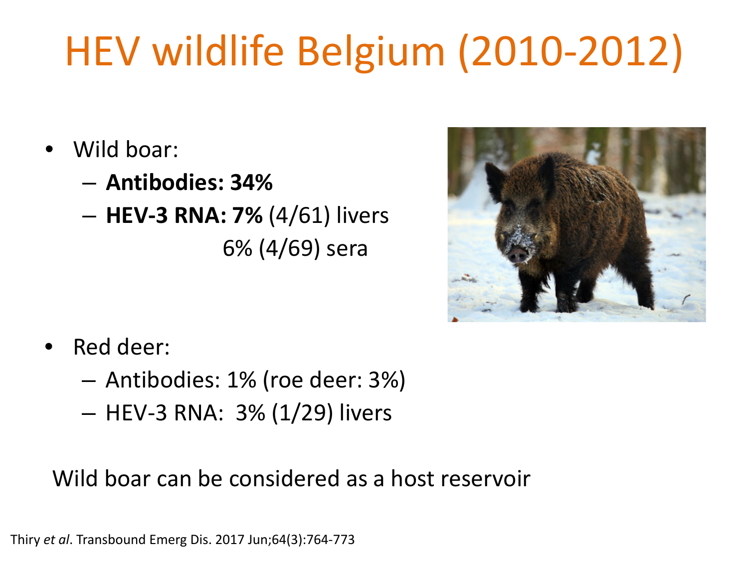# HEV wildlife Belgium (2010-2012)

- Wild boar:
  - **Antibodies: 34%**
  - **HEV-3 RNA: 7%** (4/61) livers
    6% (4/69) sera

- Red deer:
  - Antibodies: 1% (roe deer: 3%)
  - HEV-3 RNA: 3% (1/29) livers

Wild boar can be considered as a host reservoir

Thiry *et al*. Transbound Emerg Dis. 2017 Jun;64(3):764-773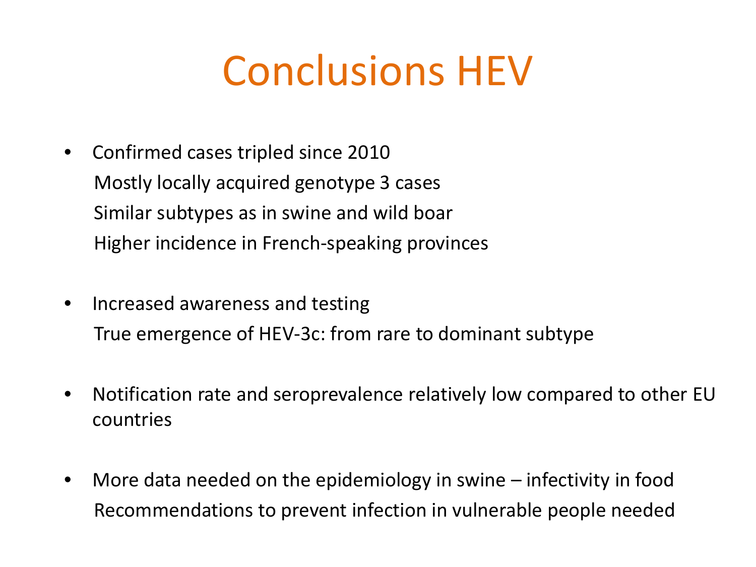# Conclusions HEV

- Confirmed cases tripled since 2010
  Mostly locally acquired genotype 3 cases
  Similar subtypes as in swine and wild boar
  Higher incidence in French-speaking provinces

- Increased awareness and testing
  True emergence of HEV-3c: from rare to dominant subtype

- Notification rate and seroprevalence relatively low compared to other EU countries

- More data needed on the epidemiology in swine – infectivity in food
  Recommendations to prevent infection in vulnerable people needed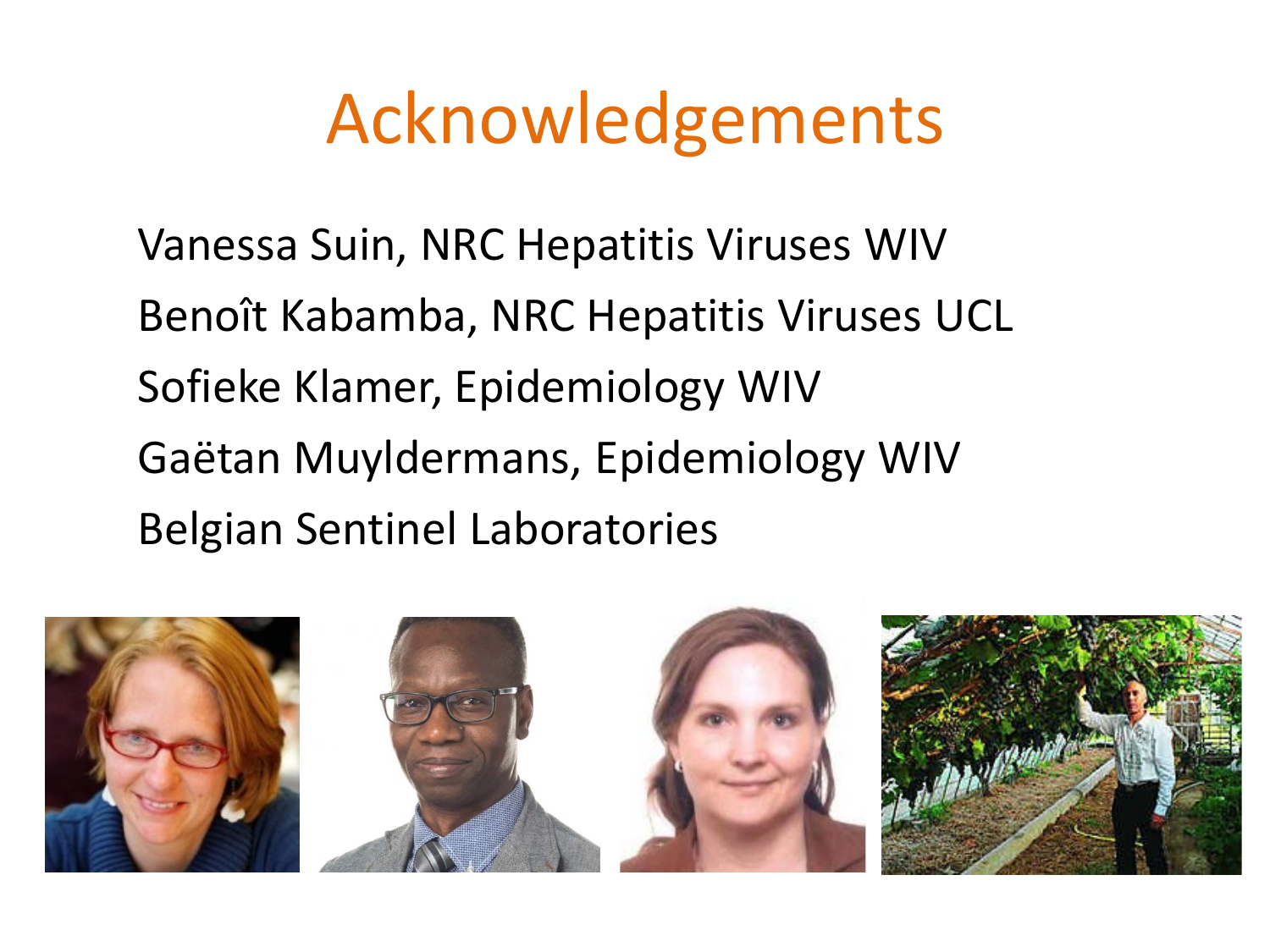# Acknowledgements

Vanessa Suin, NRC Hepatitis Viruses WIV

Benoît Kabamba, NRC Hepatitis Viruses UCL

Sofieke Klamer, Epidemiology WIV

Gaëtan Muyldermans, Epidemiology WIV

Belgian Sentinel Laboratories